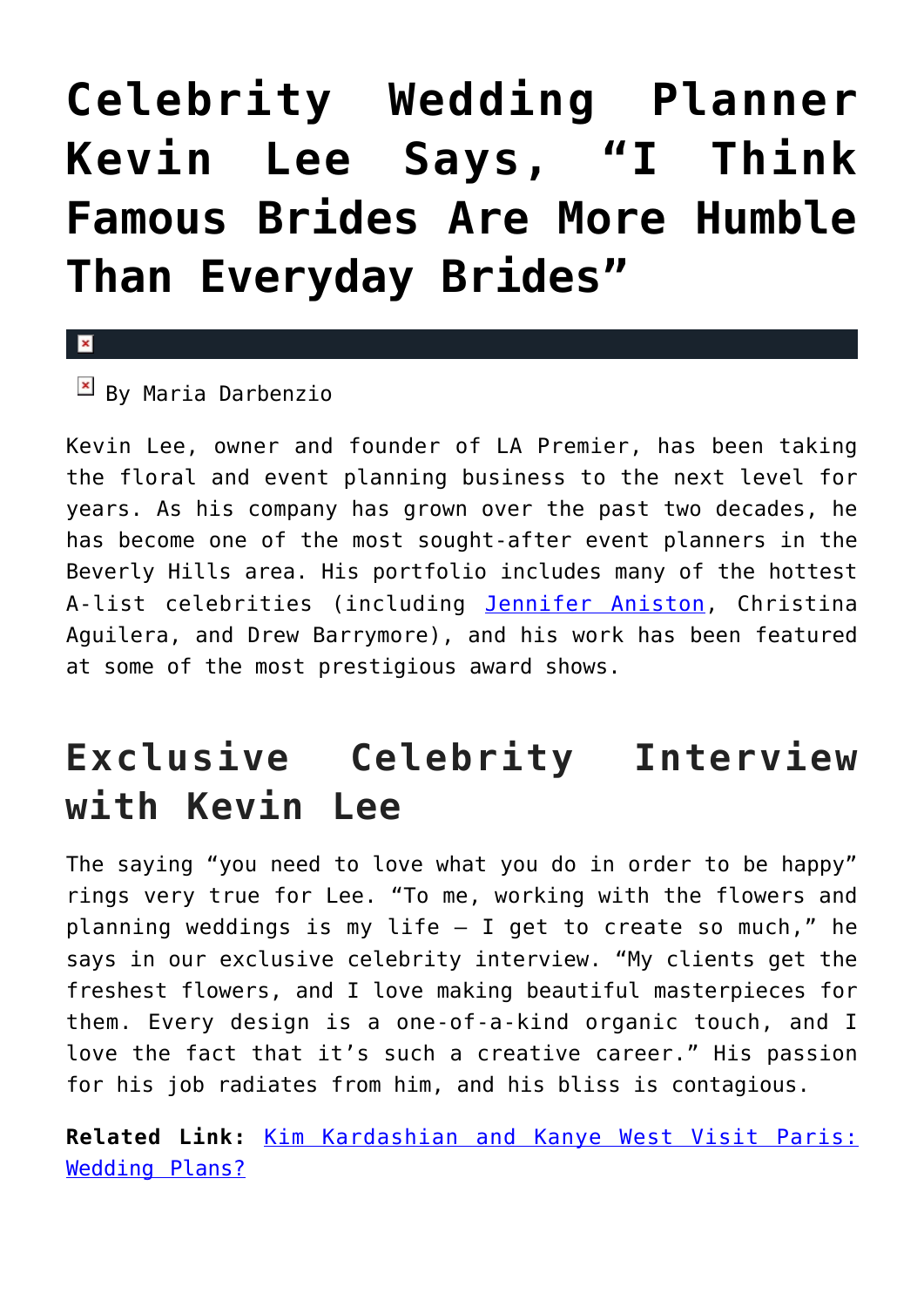# Celebrity Wedding Planner Kevin Lee Says, "I Think Famous Brides Are More Humble Than Everyday Brides"

By Maria Darbenzio

Kevin Lee, owner and founder of LA Premier, has been taking the floral and event planning business to the next level for years. As his company has grown over the past two decades, he has become one of the most sought-after event planners in the Beverly Hills area. His portfolio includes many of the hottest A-list celebrities (including Jennifer Aniston, Christina Aguilera, and Drew Barrymore), and his work has been featured at some of the most prestigious award shows.

## Exclusive Celebrity Interview with Kevin Lee

The saying "you need to love what you do in order to be happy" rings very true for Lee. "To me, working with the flowers and planning weddings is my life – I get to create so much," he says in our exclusive celebrity interview. "My clients get the freshest flowers, and I love making beautiful masterpieces for them. Every design is a one-of-a-kind organic touch, and I love the fact that it's such a creative career." His passion for his job radiates from him, and his bliss is contagious.

**Related Link:** Kim Kardashian and Kanye West Visit Paris: Wedding Plans?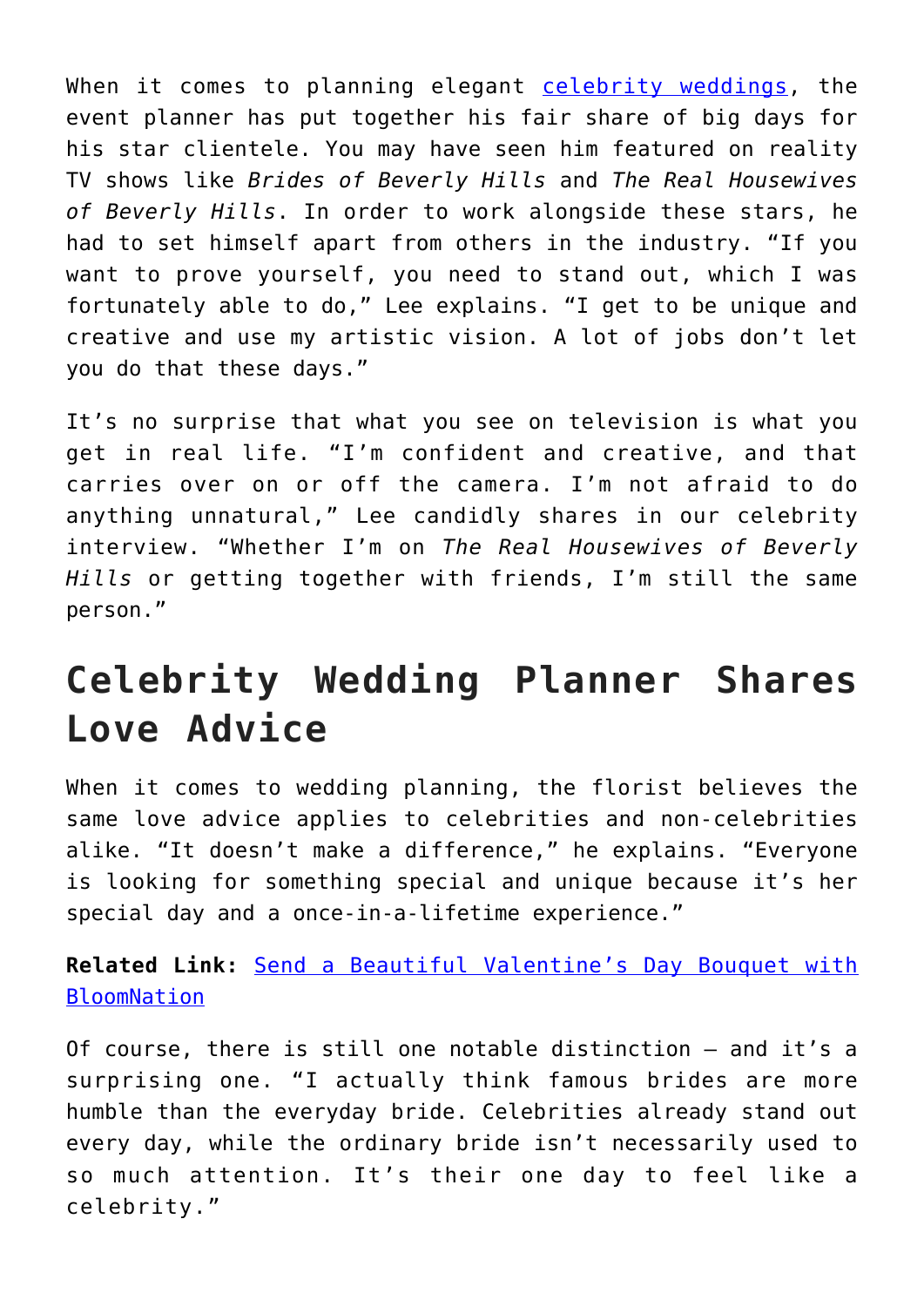When it comes to planning elegant [celebrity weddings](), the event planner has put together his fair share of big days for his star clientele. You may have seen him featured on reality TV shows like *Brides of Beverly Hills* and *The Real Housewives of Beverly Hills*. In order to work alongside these stars, he had to set himself apart from others in the industry. "If you want to prove yourself, you need to stand out, which I was fortunately able to do," Lee explains. "I get to be unique and creative and use my artistic vision. A lot of jobs don't let you do that these days."

It's no surprise that what you see on television is what you get in real life. "I'm confident and creative, and that carries over on or off the camera. I'm not afraid to do anything unnatural," Lee candidly shares in our celebrity interview. "Whether I'm on *The Real Housewives of Beverly Hills* or getting together with friends, I'm still the same person."

## Celebrity Wedding Planner Shares Love Advice

When it comes to wedding planning, the florist believes the same love advice applies to celebrities and non-celebrities alike. "It doesn't make a difference," he explains. "Everyone is looking for something special and unique because it's her special day and a once-in-a-lifetime experience."

**Related Link:** [Send a Beautiful Valentine's Day Bouquet with BloomNation]()

Of course, there is still one notable distinction – and it's a surprising one. "I actually think famous brides are more humble than the everyday bride. Celebrities already stand out every day, while the ordinary bride isn't necessarily used to so much attention. It's their one day to feel like a celebrity."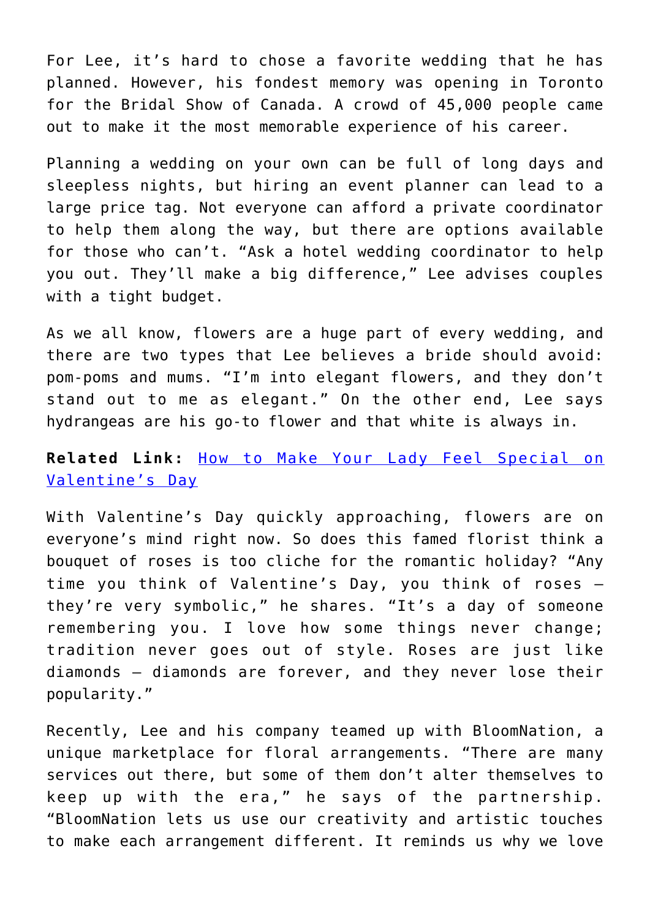For Lee, it's hard to chose a favorite wedding that he has planned. However, his fondest memory was opening in Toronto for the Bridal Show of Canada. A crowd of 45,000 people came out to make it the most memorable experience of his career.

Planning a wedding on your own can be full of long days and sleepless nights, but hiring an event planner can lead to a large price tag. Not everyone can afford a private coordinator to help them along the way, but there are options available for those who can't. "Ask a hotel wedding coordinator to help you out. They'll make a big difference," Lee advises couples with a tight budget.

As we all know, flowers are a huge part of every wedding, and there are two types that Lee believes a bride should avoid: pom-poms and mums. "I'm into elegant flowers, and they don't stand out to me as elegant." On the other end, Lee says hydrangeas are his go-to flower and that white is always in.

**Related Link:** How to Make Your Lady Feel Special on Valentine's Day

With Valentine's Day quickly approaching, flowers are on everyone's mind right now. So does this famed florist think a bouquet of roses is too cliche for the romantic holiday? "Any time you think of Valentine's Day, you think of roses – they're very symbolic," he shares. "It's a day of someone remembering you. I love how some things never change; tradition never goes out of style. Roses are just like diamonds – diamonds are forever, and they never lose their popularity."

Recently, Lee and his company teamed up with BloomNation, a unique marketplace for floral arrangements. "There are many services out there, but some of them don't alter themselves to keep up with the era," he says of the partnership. "BloomNation lets us use our creativity and artistic touches to make each arrangement different. It reminds us why we love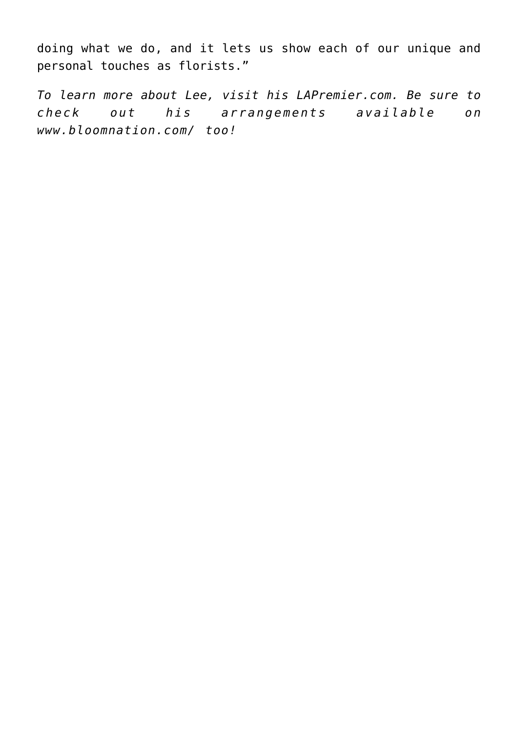doing what we do, and it lets us show each of our unique and personal touches as florists."

*To learn more about Lee, visit his LAPremier.com. Be sure to check out his arrangements available on www.bloomnation.com/ too!*